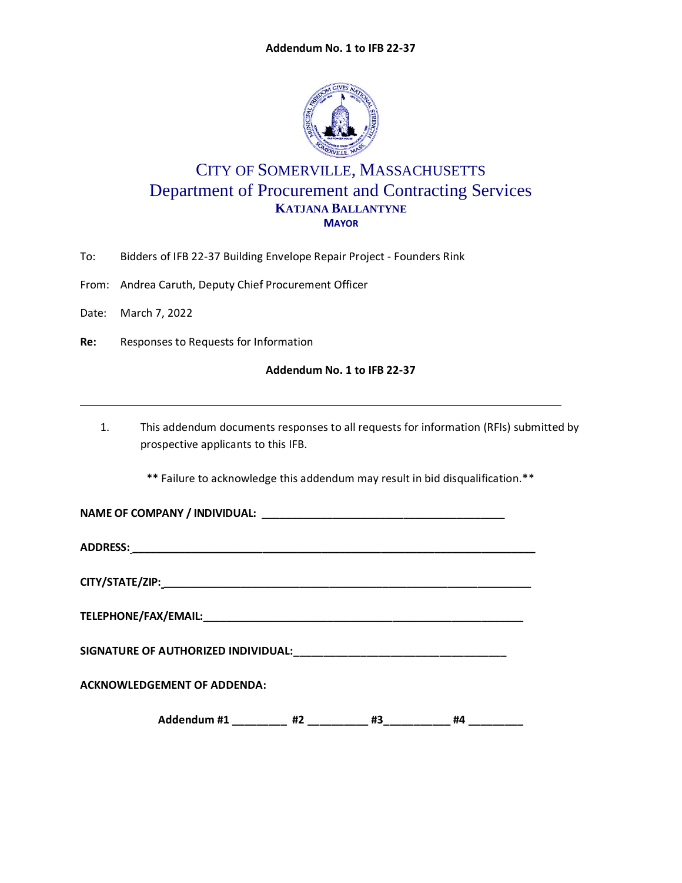**Addendum No. 1 to IFB 22-37**

# CITY OF SOMERVILLE, MASSACHUSETTS
## Department of Procurement and Contracting Services
### KATJANA BALLANTYNE
**MAYOR**

To: Bidders of IFB 22-37 Building Envelope Repair Project - Founders Rink

From: Andrea Caruth, Deputy Chief Procurement Officer

Date: March 7, 2022

**Re:** Responses to Requests for Information

**Addendum No. 1 to IFB 22-37**

---

1. This addendum documents responses to all requests for information (RFIs) submitted by prospective applicants to this IFB.

** Failure to acknowledge this addendum may result in bid disqualification.**

**NAME OF COMPANY / INDIVIDUAL: \_\_\_\_\_\_\_\_\_\_\_\_\_\_\_\_\_\_\_\_\_\_\_\_\_\_\_\_\_\_\_\_\_\_\_\_\_\_\_\_**

**ADDRESS: \_\_\_\_\_\_\_\_\_\_\_\_\_\_\_\_\_\_\_\_\_\_\_\_\_\_\_\_\_\_\_\_\_\_\_\_\_\_\_\_\_\_\_\_\_\_\_\_\_\_\_\_\_\_\_\_\_\_\_\_\_\_\_\_\_**

**CITY/STATE/ZIP: \_\_\_\_\_\_\_\_\_\_\_\_\_\_\_\_\_\_\_\_\_\_\_\_\_\_\_\_\_\_\_\_\_\_\_\_\_\_\_\_\_\_\_\_\_\_\_\_\_\_\_\_\_\_\_\_\_\_\_\_**

**TELEPHONE/FAX/EMAIL: \_\_\_\_\_\_\_\_\_\_\_\_\_\_\_\_\_\_\_\_\_\_\_\_\_\_\_\_\_\_\_\_\_\_\_\_\_\_\_\_\_\_\_\_\_\_\_\_\_\_\_\_**

**SIGNATURE OF AUTHORIZED INDIVIDUAL: \_\_\_\_\_\_\_\_\_\_\_\_\_\_\_\_\_\_\_\_\_\_\_\_\_\_\_\_\_\_\_\_\_\_\_**

**ACKNOWLEDGEMENT OF ADDENDA:**

**Addendum #1 \_\_\_\_\_\_\_\_\_ #2 \_\_\_\_\_\_\_\_\_\_ #3 \_\_\_\_\_\_\_\_\_\_\_ #4 \_\_\_\_\_\_\_\_\_**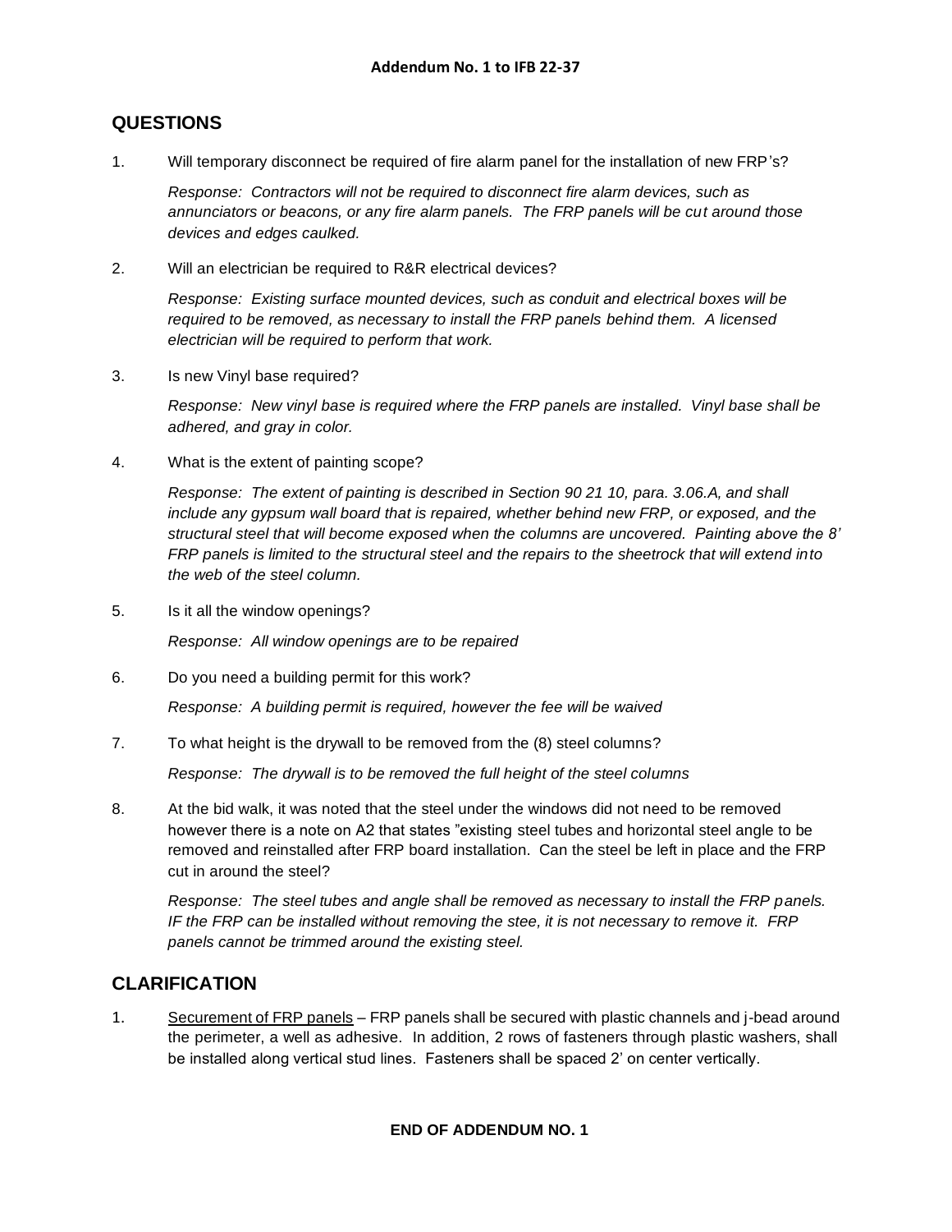**Addendum No. 1 to IFB 22-37**

## QUESTIONS

1. Will temporary disconnect be required of fire alarm panel for the installation of new FRP's?

   *Response: Contractors will not be required to disconnect fire alarm devices, such as annunciators or beacons, or any fire alarm panels. The FRP panels will be cut around those devices and edges caulked.*

2. Will an electrician be required to R&R electrical devices?

   *Response: Existing surface mounted devices, such as conduit and electrical boxes will be required to be removed, as necessary to install the FRP panels behind them. A licensed electrician will be required to perform that work.*

3. Is new Vinyl base required?

   *Response: New vinyl base is required where the FRP panels are installed. Vinyl base shall be adhered, and gray in color.*

4. What is the extent of painting scope?

   *Response: The extent of painting is described in Section 90 21 10, para. 3.06.A, and shall include any gypsum wall board that is repaired, whether behind new FRP, or exposed, and the structural steel that will become exposed when the columns are uncovered. Painting above the 8' FRP panels is limited to the structural steel and the repairs to the sheetrock that will extend into the web of the steel column.*

5. Is it all the window openings?

   *Response: All window openings are to be repaired*

6. Do you need a building permit for this work?

   *Response: A building permit is required, however the fee will be waived*

7. To what height is the drywall to be removed from the (8) steel columns?

   *Response: The drywall is to be removed the full height of the steel columns*

8. At the bid walk, it was noted that the steel under the windows did not need to be removed however there is a note on A2 that states "existing steel tubes and horizontal steel angle to be removed and reinstalled after FRP board installation. Can the steel be left in place and the FRP cut in around the steel?

   *Response: The steel tubes and angle shall be removed as necessary to install the FRP panels. IF the FRP can be installed without removing the stee, it is not necessary to remove it. FRP panels cannot be trimmed around the existing steel.*

## CLARIFICATION

1. Securement of FRP panels – FRP panels shall be secured with plastic channels and j-bead around the perimeter, a well as adhesive. In addition, 2 rows of fasteners through plastic washers, shall be installed along vertical stud lines. Fasteners shall be spaced 2' on center vertically.

**END OF ADDENDUM NO. 1**